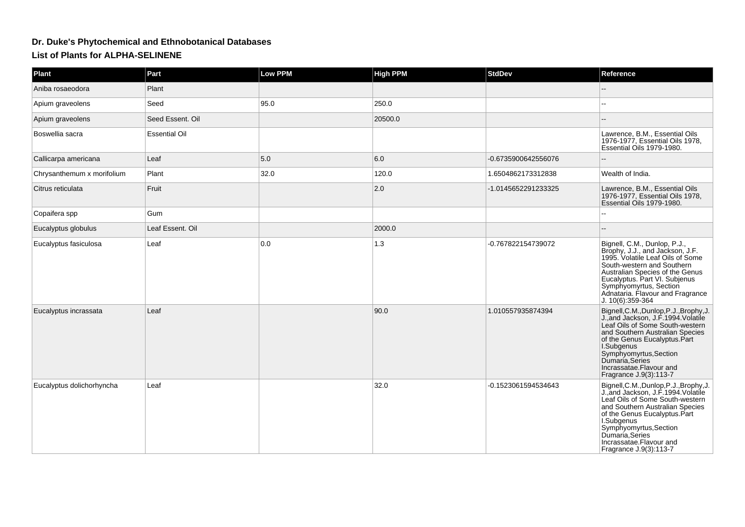# Dr. Duke's Phytochemical and Ethnobotanical Databases

## List of Plants for ALPHA-SELINENE

| Plant | Part | Low PPM | High PPM | StdDev | Reference |
|---|---|---|---|---|---|
| Aniba rosaeodora | Plant | | | | -- |
| Apium graveolens | Seed | 95.0 | 250.0 | | -- |
| Apium graveolens | Seed Essent. Oil | | 20500.0 | | -- |
| Boswellia sacra | Essential Oil | | | | Lawrence, B.M., Essential Oils 1976-1977, Essential Oils 1978, Essential Oils 1979-1980. |
| Callicarpa americana | Leaf | 5.0 | 6.0 | -0.6735900642556076 | -- |
| Chrysanthemum x morifolium | Plant | 32.0 | 120.0 | 1.6504862173312838 | Wealth of India. |
| Citrus reticulata | Fruit | | 2.0 | -1.0145652291233325 | Lawrence, B.M., Essential Oils 1976-1977, Essential Oils 1978, Essential Oils 1979-1980. |
| Copaifera spp | Gum | | | | -- |
| Eucalyptus globulus | Leaf Essent. Oil | | 2000.0 | | -- |
| Eucalyptus fasiculosa | Leaf | 0.0 | 1.3 | -0.767822154739072 | Bignell, C.M., Dunlop, P.J., Brophy, J.J., and Jackson, J.F. 1995. Volatile Leaf Oils of Some South-western and Southern Australian Species of the Genus Eucalyptus. Part VI. Subjenus Symphyomyrtus, Section Adnataria. Flavour and Fragrance J. 10(6):359-364 |
| Eucalyptus incrassata | Leaf | | 90.0 | 1.010557935874394 | Bignell,C.M.,Dunlop,P.J.,Brophy,J.J.,and Jackson, J.F.1994.Volatile Leaf Oils of Some South-western and Southern Australian Species of the Genus Eucalyptus.Part I.Subgenus Symphyomyrtus,Section Dumaria,Series Incrassatae.Flavour and Fragrance J.9(3):113-7 |
| Eucalyptus dolichorhyncha | Leaf | | 32.0 | -0.1523061594534643 | Bignell,C.M.,Dunlop,P.J.,Brophy,J.J.,and Jackson, J.F.1994.Volatile Leaf Oils of Some South-western and Southern Australian Species of the Genus Eucalyptus.Part I.Subgenus Symphyomyrtus,Section Dumaria,Series Incrassatae.Flavour and Fragrance J.9(3):113-7 |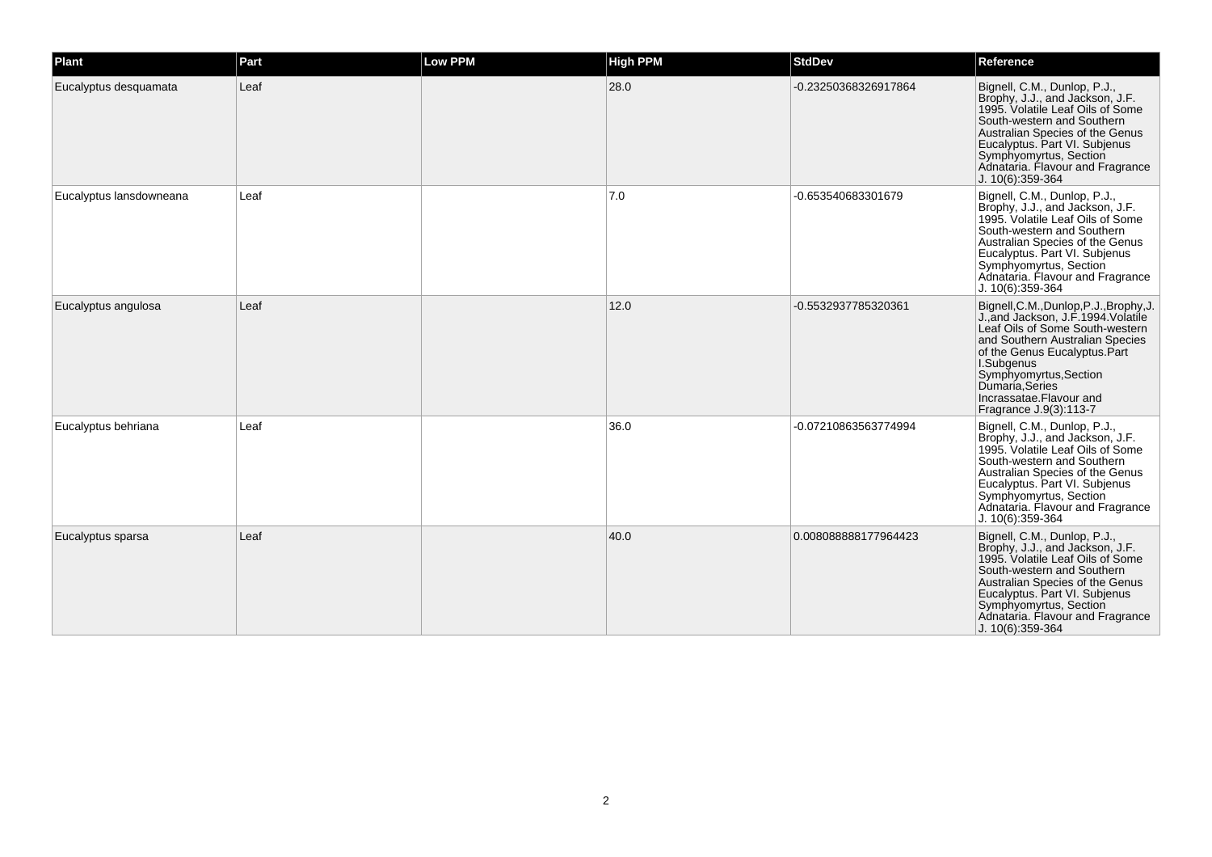| Plant | Part | Low PPM | High PPM | StdDev | Reference |
| --- | --- | --- | --- | --- | --- |
| Eucalyptus desquamata | Leaf | | 28.0 | -0.23250368326917864 | Bignell, C.M., Dunlop, P.J., Brophy, J.J., and Jackson, J.F. 1995. Volatile Leaf Oils of Some South-western and Southern Australian Species of the Genus Eucalyptus. Part VI. Subjenus Symphyomyrtus, Section Adnataria. Flavour and Fragrance J. 10(6):359-364 |
| Eucalyptus lansdowneana | Leaf | | 7.0 | -0.653540683301679 | Bignell, C.M., Dunlop, P.J., Brophy, J.J., and Jackson, J.F. 1995. Volatile Leaf Oils of Some South-western and Southern Australian Species of the Genus Eucalyptus. Part VI. Subjenus Symphyomyrtus, Section Adnataria. Flavour and Fragrance J. 10(6):359-364 |
| Eucalyptus angulosa | Leaf | | 12.0 | -0.5532937785320361 | Bignell,C.M.,Dunlop,P.J.,Brophy,J.J.,and Jackson, J.F.1994.Volatile Leaf Oils of Some South-western and Southern Australian Species of the Genus Eucalyptus.Part I.Subgenus Symphyomyrtus,Section Dumaria,Series Incrassatae.Flavour and Fragrance J.9(3):113-7 |
| Eucalyptus behriana | Leaf | | 36.0 | -0.07210863563774994 | Bignell, C.M., Dunlop, P.J., Brophy, J.J., and Jackson, J.F. 1995. Volatile Leaf Oils of Some South-western and Southern Australian Species of the Genus Eucalyptus. Part VI. Subjenus Symphyomyrtus, Section Adnataria. Flavour and Fragrance J. 10(6):359-364 |
| Eucalyptus sparsa | Leaf | | 40.0 | 0.008088888177964423 | Bignell, C.M., Dunlop, P.J., Brophy, J.J., and Jackson, J.F. 1995. Volatile Leaf Oils of Some South-western and Southern Australian Species of the Genus Eucalyptus. Part VI. Subjenus Symphyomyrtus, Section Adnataria. Flavour and Fragrance J. 10(6):359-364 |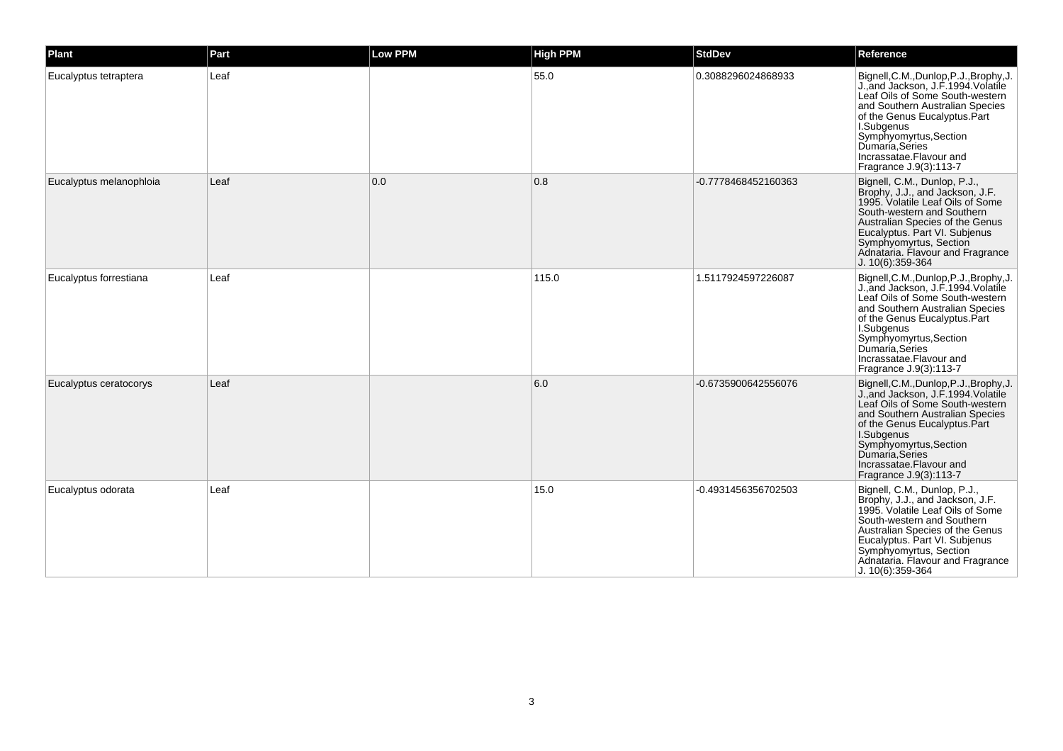| Plant | Part | Low PPM | High PPM | StdDev | Reference |
| --- | --- | --- | --- | --- | --- |
| Eucalyptus tetraptera | Leaf | | 55.0 | 0.3088296024868933 | Bignell,C.M.,Dunlop,P.J.,Brophy,J. J.,and Jackson, J.F.1994.Volatile Leaf Oils of Some South-western and Southern Australian Species of the Genus Eucalyptus.Part I.Subgenus Symphyomyrtus,Section Dumaria,Series Incrassatae.Flavour and Fragrance J.9(3):113-7 |
| Eucalyptus melanophloia | Leaf | 0.0 | 0.8 | -0.7778468452160363 | Bignell, C.M., Dunlop, P.J., Brophy, J.J., and Jackson, J.F. 1995. Volatile Leaf Oils of Some South-western and Southern Australian Species of the Genus Eucalyptus. Part VI. Subjenus Symphyomyrtus, Section Adnataria. Flavour and Fragrance J. 10(6):359-364 |
| Eucalyptus forrestiana | Leaf | | 115.0 | 1.5117924597226087 | Bignell,C.M.,Dunlop,P.J.,Brophy,J. J.,and Jackson, J.F.1994.Volatile Leaf Oils of Some South-western and Southern Australian Species of the Genus Eucalyptus.Part I.Subgenus Symphyomyrtus,Section Dumaria,Series Incrassatae.Flavour and Fragrance J.9(3):113-7 |
| Eucalyptus ceratocorys | Leaf | | 6.0 | -0.6735900642556076 | Bignell,C.M.,Dunlop,P.J.,Brophy,J. J.,and Jackson, J.F.1994.Volatile Leaf Oils of Some South-western and Southern Australian Species of the Genus Eucalyptus.Part I.Subgenus Symphyomyrtus,Section Dumaria,Series Incrassatae.Flavour and Fragrance J.9(3):113-7 |
| Eucalyptus odorata | Leaf | | 15.0 | -0.4931456356702503 | Bignell, C.M., Dunlop, P.J., Brophy, J.J., and Jackson, J.F. 1995. Volatile Leaf Oils of Some South-western and Southern Australian Species of the Genus Eucalyptus. Part VI. Subjenus Symphyomyrtus, Section Adnataria. Flavour and Fragrance J. 10(6):359-364 |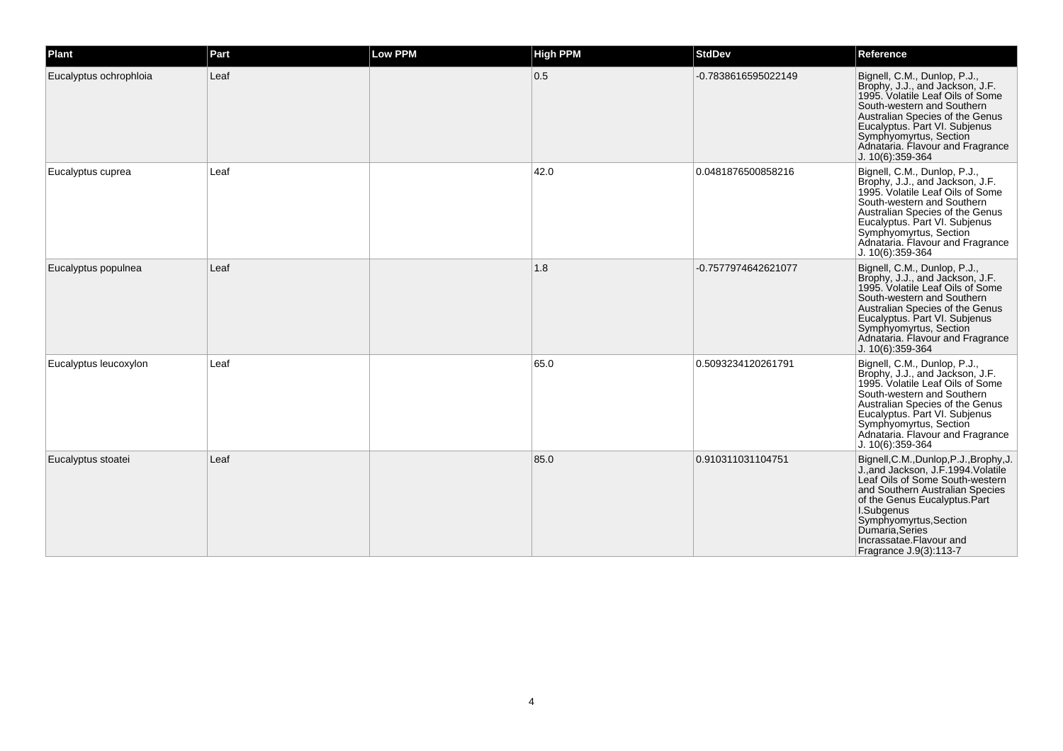| Plant | Part | Low PPM | High PPM | StdDev | Reference |
| --- | --- | --- | --- | --- | --- |
| Eucalyptus ochrophloia | Leaf | | 0.5 | -0.7838616595022149 | Bignell, C.M., Dunlop, P.J., Brophy, J.J., and Jackson, J.F. 1995. Volatile Leaf Oils of Some South-western and Southern Australian Species of the Genus Eucalyptus. Part VI. Subjenus Symphyomyrtus, Section Adnataria. Flavour and Fragrance J. 10(6):359-364 |
| Eucalyptus cuprea | Leaf | | 42.0 | 0.0481876500858216 | Bignell, C.M., Dunlop, P.J., Brophy, J.J., and Jackson, J.F. 1995. Volatile Leaf Oils of Some South-western and Southern Australian Species of the Genus Eucalyptus. Part VI. Subjenus Symphyomyrtus, Section Adnataria. Flavour and Fragrance J. 10(6):359-364 |
| Eucalyptus populnea | Leaf | | 1.8 | -0.7577974642621077 | Bignell, C.M., Dunlop, P.J., Brophy, J.J., and Jackson, J.F. 1995. Volatile Leaf Oils of Some South-western and Southern Australian Species of the Genus Eucalyptus. Part VI. Subjenus Symphyomyrtus, Section Adnataria. Flavour and Fragrance J. 10(6):359-364 |
| Eucalyptus leucoxylon | Leaf | | 65.0 | 0.5093234120261791 | Bignell, C.M., Dunlop, P.J., Brophy, J.J., and Jackson, J.F. 1995. Volatile Leaf Oils of Some South-western and Southern Australian Species of the Genus Eucalyptus. Part VI. Subjenus Symphyomyrtus, Section Adnataria. Flavour and Fragrance J. 10(6):359-364 |
| Eucalyptus stoatei | Leaf | | 85.0 | 0.910311031104751 | Bignell,C.M.,Dunlop,P.J.,Brophy,J.J.,and Jackson, J.F.1994.Volatile Leaf Oils of Some South-western and Southern Australian Species of the Genus Eucalyptus.Part I.Subgenus Symphyomyrtus,Section Dumaria,Series Incrassatae.Flavour and Fragrance J.9(3):113-7 |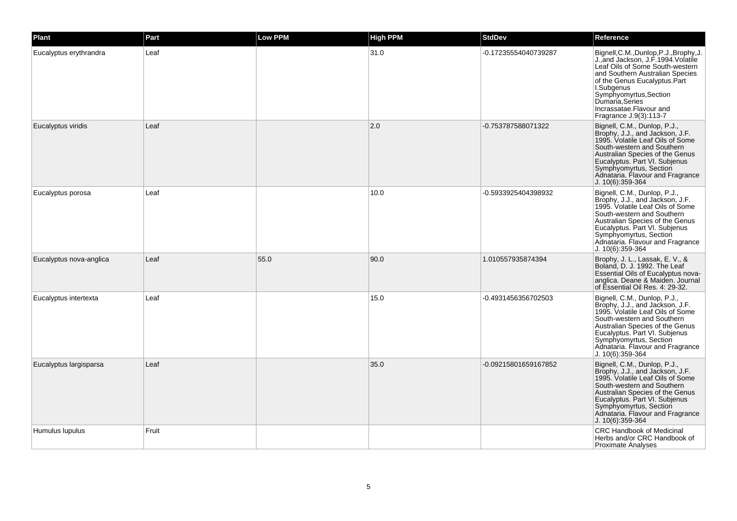| Plant | Part | Low PPM | High PPM | StdDev | Reference |
|---|---|---|---|---|---|
| Eucalyptus erythrandra | Leaf | | 31.0 | -0.17235554040739287 | Bignell,C.M.,Dunlop,P.J.,Brophy,J.J.,and Jackson, J.F.1994.Volatile Leaf Oils of Some South-western and Southern Australian Species of the Genus Eucalyptus.Part I.Subgenus Symphyomyrtus,Section Dumaria,Series Incrassatae.Flavour and Fragrance J.9(3):113-7 |
| Eucalyptus viridis | Leaf | | 2.0 | -0.753787588071322 | Bignell, C.M., Dunlop, P.J., Brophy, J.J., and Jackson, J.F. 1995. Volatile Leaf Oils of Some South-western and Southern Australian Species of the Genus Eucalyptus. Part VI. Subjenus Symphyomyrtus, Section Adnataria. Flavour and Fragrance J. 10(6):359-364 |
| Eucalyptus porosa | Leaf | | 10.0 | -0.5933925404398932 | Bignell, C.M., Dunlop, P.J., Brophy, J.J., and Jackson, J.F. 1995. Volatile Leaf Oils of Some South-western and Southern Australian Species of the Genus Eucalyptus. Part VI. Subjenus Symphyomyrtus, Section Adnataria. Flavour and Fragrance J. 10(6):359-364 |
| Eucalyptus nova-anglica | Leaf | 55.0 | 90.0 | 1.010557935874394 | Brophy, J. L., Lassak, E. V., & Boland, D. J. 1992. The Leaf Essential Oils of Eucalyptus nova-anglica. Deane & Maiden. Journal of Essential Oil Res. 4: 29-32. |
| Eucalyptus intertexta | Leaf | | 15.0 | -0.4931456356702503 | Bignell, C.M., Dunlop, P.J., Brophy, J.J., and Jackson, J.F. 1995. Volatile Leaf Oils of Some South-western and Southern Australian Species of the Genus Eucalyptus. Part VI. Subjenus Symphyomyrtus, Section Adnataria. Flavour and Fragrance J. 10(6):359-364 |
| Eucalyptus largisparsa | Leaf | | 35.0 | -0.09215801659167852 | Bignell, C.M., Dunlop, P.J., Brophy, J.J., and Jackson, J.F. 1995. Volatile Leaf Oils of Some South-western and Southern Australian Species of the Genus Eucalyptus. Part VI. Subjenus Symphyomyrtus, Section Adnataria. Flavour and Fragrance J. 10(6):359-364 |
| Humulus lupulus | Fruit | | | | CRC Handbook of Medicinal Herbs and/or CRC Handbook of Proximate Analyses |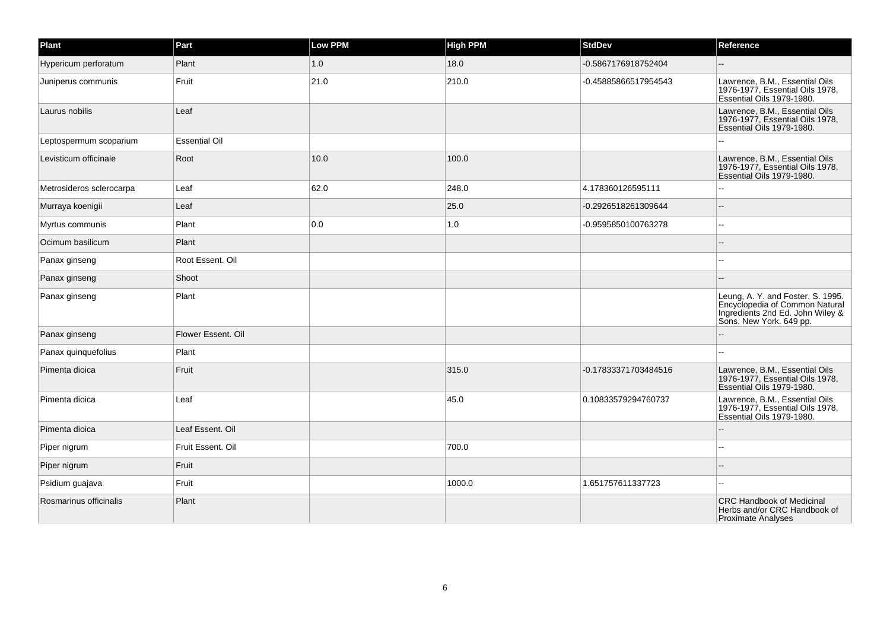| Plant | Part | Low PPM | High PPM | StdDev | Reference |
| --- | --- | --- | --- | --- | --- |
| Hypericum perforatum | Plant | 1.0 | 18.0 | -0.5867176918752404 | -- |
| Juniperus communis | Fruit | 21.0 | 210.0 | -0.45885866517954543 | Lawrence, B.M., Essential Oils 1976-1977, Essential Oils 1978, Essential Oils 1979-1980. |
| Laurus nobilis | Leaf | | | | Lawrence, B.M., Essential Oils 1976-1977, Essential Oils 1978, Essential Oils 1979-1980. |
| Leptospermum scoparium | Essential Oil | | | | -- |
| Levisticum officinale | Root | 10.0 | 100.0 | | Lawrence, B.M., Essential Oils 1976-1977, Essential Oils 1978, Essential Oils 1979-1980. |
| Metrosideros sclerocarpa | Leaf | 62.0 | 248.0 | 4.178360126595111 | -- |
| Murraya koenigii | Leaf | | 25.0 | -0.2926518261309644 | -- |
| Myrtus communis | Plant | 0.0 | 1.0 | -0.9595850100763278 | -- |
| Ocimum basilicum | Plant | | | | -- |
| Panax ginseng | Root Essent. Oil | | | | -- |
| Panax ginseng | Shoot | | | | -- |
| Panax ginseng | Plant | | | | Leung, A. Y. and Foster, S. 1995. Encyclopedia of Common Natural Ingredients 2nd Ed. John Wiley & Sons, New York. 649 pp. |
| Panax ginseng | Flower Essent. Oil | | | | -- |
| Panax quinquefolius | Plant | | | | -- |
| Pimenta dioica | Fruit | | 315.0 | -0.17833371703484516 | Lawrence, B.M., Essential Oils 1976-1977, Essential Oils 1978, Essential Oils 1979-1980. |
| Pimenta dioica | Leaf | | 45.0 | 0.10833579294760737 | Lawrence, B.M., Essential Oils 1976-1977, Essential Oils 1978, Essential Oils 1979-1980. |
| Pimenta dioica | Leaf Essent. Oil | | | | -- |
| Piper nigrum | Fruit Essent. Oil | | 700.0 | | -- |
| Piper nigrum | Fruit | | | | -- |
| Psidium guajava | Fruit | | 1000.0 | 1.651757611337723 | -- |
| Rosmarinus officinalis | Plant | | | | CRC Handbook of Medicinal Herbs and/or CRC Handbook of Proximate Analyses |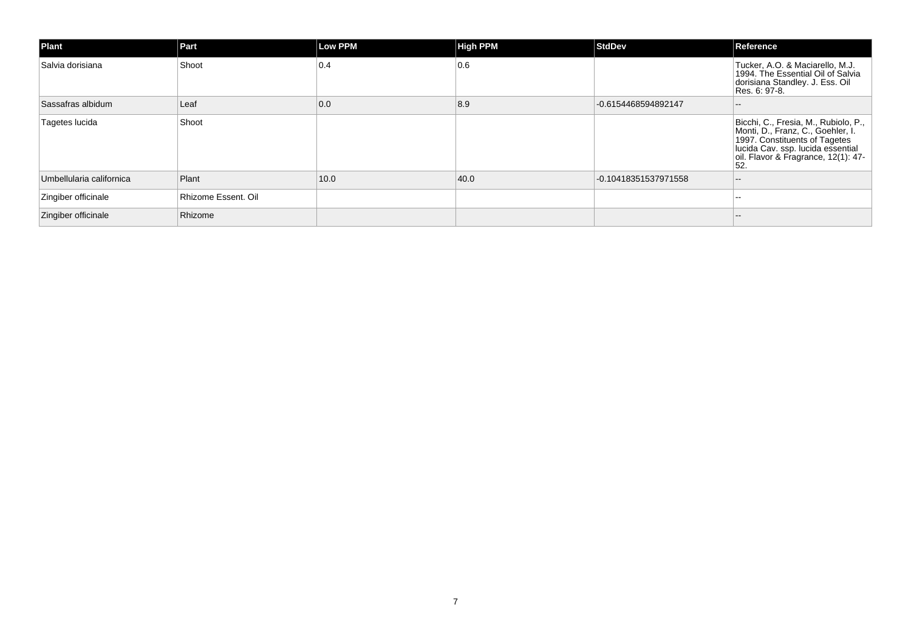| Plant | Part | Low PPM | High PPM | StdDev | Reference |
| --- | --- | --- | --- | --- | --- |
| Salvia dorisiana | Shoot | 0.4 | 0.6 | | Tucker, A.O. & Maciarello, M.J. 1994. The Essential Oil of Salvia dorisiana Standley. J. Ess. Oil Res. 6: 97-8. |
| Sassafras albidum | Leaf | 0.0 | 8.9 | -0.6154468594892147 | -- |
| Tagetes lucida | Shoot | | | | Bicchi, C., Fresia, M., Rubiolo, P., Monti, D., Franz, C., Goehler, I. 1997. Constituents of Tagetes lucida Cav. ssp. lucida essential oil. Flavor & Fragrance, 12(1): 47-52. |
| Umbellularia californica | Plant | 10.0 | 40.0 | -0.10418351537971558 | -- |
| Zingiber officinale | Rhizome Essent. Oil | | | | -- |
| Zingiber officinale | Rhizome | | | | -- |